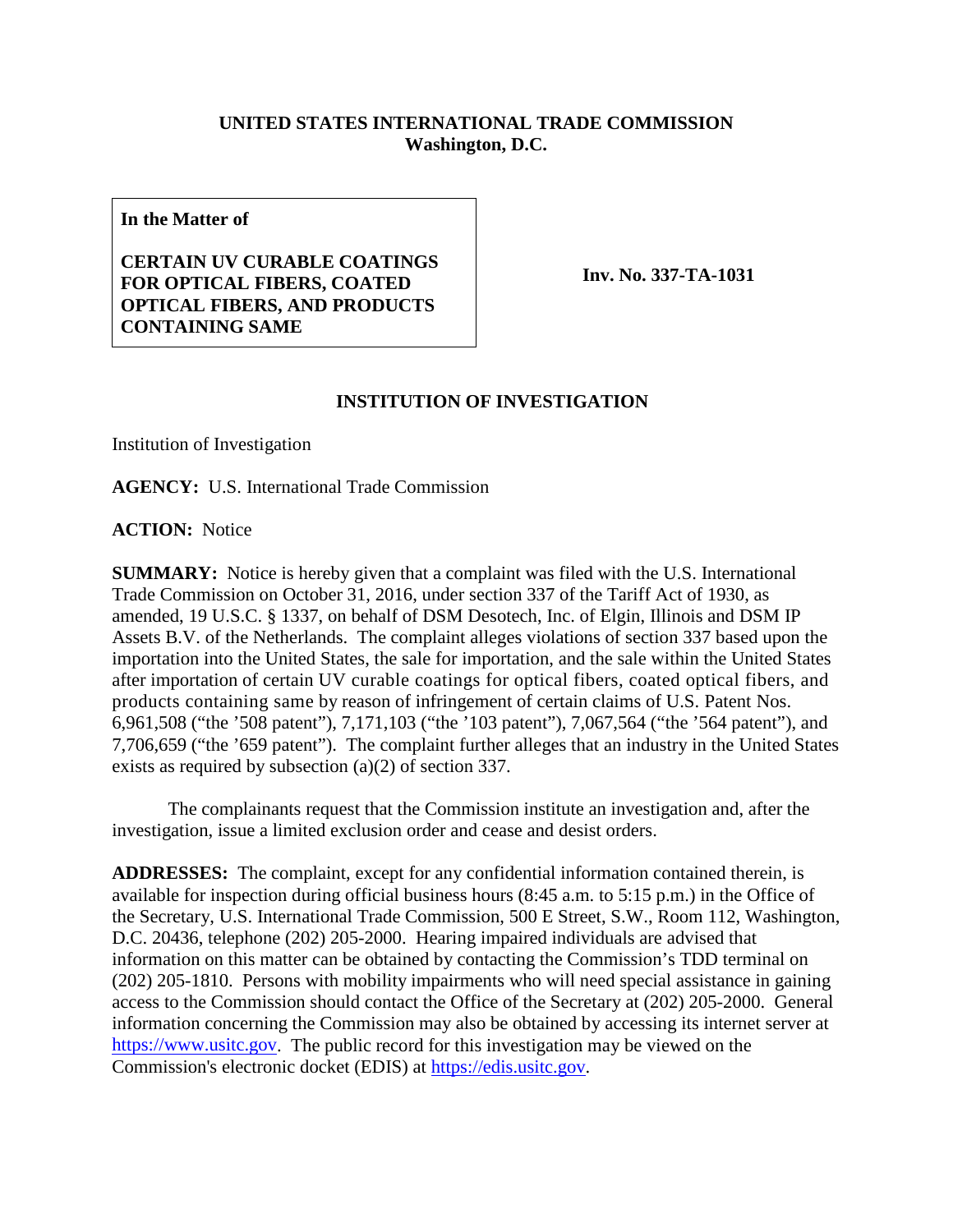**UNITED STATES INTERNATIONAL TRADE COMMISSION**
**Washington, D.C.**

| **In the Matter of**<br><br>**CERTAIN UV CURABLE COATINGS FOR OPTICAL FIBERS, COATED OPTICAL FIBERS, AND PRODUCTS CONTAINING SAME** | **Inv. No. 337-TA-1031** |
|---|---|

## INSTITUTION OF INVESTIGATION

Institution of Investigation

**AGENCY:** U.S. International Trade Commission

**ACTION:** Notice

**SUMMARY:** Notice is hereby given that a complaint was filed with the U.S. International Trade Commission on October 31, 2016, under section 337 of the Tariff Act of 1930, as amended, 19 U.S.C. § 1337, on behalf of DSM Desotech, Inc. of Elgin, Illinois and DSM IP Assets B.V. of the Netherlands. The complaint alleges violations of section 337 based upon the importation into the United States, the sale for importation, and the sale within the United States after importation of certain UV curable coatings for optical fibers, coated optical fibers, and products containing same by reason of infringement of certain claims of U.S. Patent Nos. 6,961,508 ("the '508 patent"), 7,171,103 ("the '103 patent"), 7,067,564 ("the '564 patent"), and 7,706,659 ("the '659 patent"). The complaint further alleges that an industry in the United States exists as required by subsection (a)(2) of section 337.

The complainants request that the Commission institute an investigation and, after the investigation, issue a limited exclusion order and cease and desist orders.

**ADDRESSES:** The complaint, except for any confidential information contained therein, is available for inspection during official business hours (8:45 a.m. to 5:15 p.m.) in the Office of the Secretary, U.S. International Trade Commission, 500 E Street, S.W., Room 112, Washington, D.C. 20436, telephone (202) 205-2000. Hearing impaired individuals are advised that information on this matter can be obtained by contacting the Commission's TDD terminal on (202) 205-1810. Persons with mobility impairments who will need special assistance in gaining access to the Commission should contact the Office of the Secretary at (202) 205-2000. General information concerning the Commission may also be obtained by accessing its internet server at https://www.usitc.gov. The public record for this investigation may be viewed on the Commission's electronic docket (EDIS) at https://edis.usitc.gov.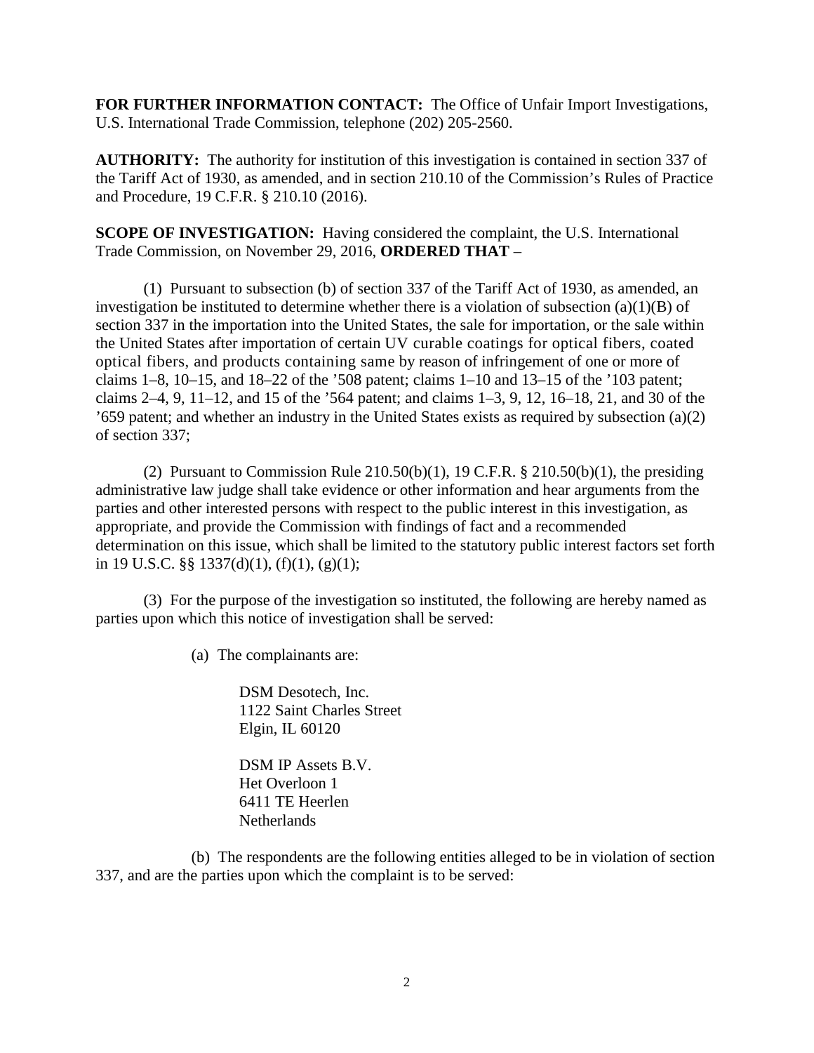**FOR FURTHER INFORMATION CONTACT:** The Office of Unfair Import Investigations, U.S. International Trade Commission, telephone (202) 205-2560.

**AUTHORITY:** The authority for institution of this investigation is contained in section 337 of the Tariff Act of 1930, as amended, and in section 210.10 of the Commission's Rules of Practice and Procedure, 19 C.F.R. § 210.10 (2016).

**SCOPE OF INVESTIGATION:** Having considered the complaint, the U.S. International Trade Commission, on November 29, 2016, **ORDERED THAT** –

(1) Pursuant to subsection (b) of section 337 of the Tariff Act of 1930, as amended, an investigation be instituted to determine whether there is a violation of subsection (a)(1)(B) of section 337 in the importation into the United States, the sale for importation, or the sale within the United States after importation of certain UV curable coatings for optical fibers, coated optical fibers, and products containing same by reason of infringement of one or more of claims 1–8, 10–15, and 18–22 of the '508 patent; claims 1–10 and 13–15 of the '103 patent; claims 2–4, 9, 11–12, and 15 of the '564 patent; and claims 1–3, 9, 12, 16–18, 21, and 30 of the '659 patent; and whether an industry in the United States exists as required by subsection (a)(2) of section 337;

(2) Pursuant to Commission Rule 210.50(b)(1), 19 C.F.R. § 210.50(b)(1), the presiding administrative law judge shall take evidence or other information and hear arguments from the parties and other interested persons with respect to the public interest in this investigation, as appropriate, and provide the Commission with findings of fact and a recommended determination on this issue, which shall be limited to the statutory public interest factors set forth in 19 U.S.C. §§ 1337(d)(1), (f)(1), (g)(1);

(3) For the purpose of the investigation so instituted, the following are hereby named as parties upon which this notice of investigation shall be served:

(a) The complainants are:

DSM Desotech, Inc.
1122 Saint Charles Street
Elgin, IL 60120

DSM IP Assets B.V.
Het Overloon 1
6411 TE Heerlen
Netherlands

(b) The respondents are the following entities alleged to be in violation of section 337, and are the parties upon which the complaint is to be served: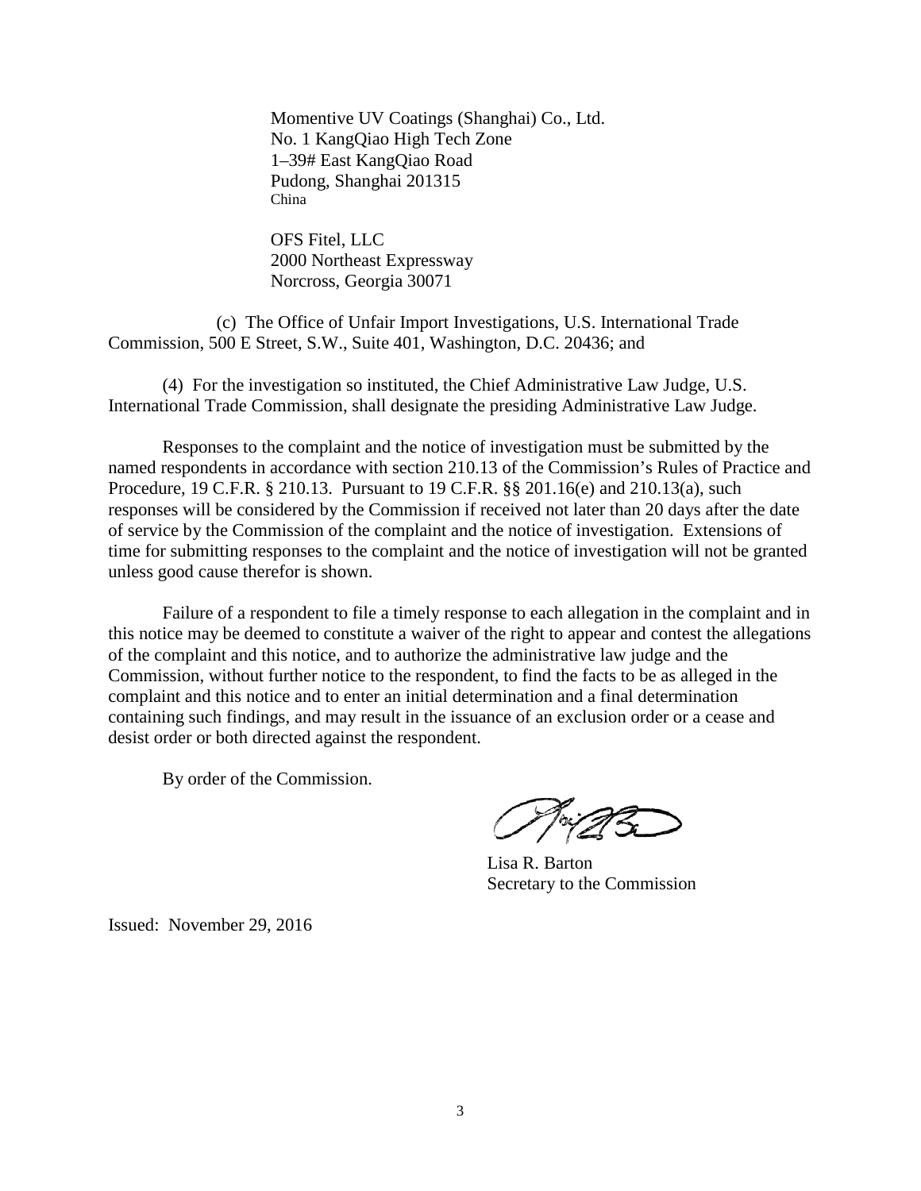Momentive UV Coatings (Shanghai) Co., Ltd.
No. 1 KangQiao High Tech Zone
1–39# East KangQiao Road
Pudong, Shanghai 201315
China

OFS Fitel, LLC
2000 Northeast Expressway
Norcross, Georgia 30071

(c) The Office of Unfair Import Investigations, U.S. International Trade Commission, 500 E Street, S.W., Suite 401, Washington, D.C. 20436; and

(4) For the investigation so instituted, the Chief Administrative Law Judge, U.S. International Trade Commission, shall designate the presiding Administrative Law Judge.

Responses to the complaint and the notice of investigation must be submitted by the named respondents in accordance with section 210.13 of the Commission's Rules of Practice and Procedure, 19 C.F.R. § 210.13. Pursuant to 19 C.F.R. §§ 201.16(e) and 210.13(a), such responses will be considered by the Commission if received not later than 20 days after the date of service by the Commission of the complaint and the notice of investigation. Extensions of time for submitting responses to the complaint and the notice of investigation will not be granted unless good cause therefor is shown.

Failure of a respondent to file a timely response to each allegation in the complaint and in this notice may be deemed to constitute a waiver of the right to appear and contest the allegations of the complaint and this notice, and to authorize the administrative law judge and the Commission, without further notice to the respondent, to find the facts to be as alleged in the complaint and this notice and to enter an initial determination and a final determination containing such findings, and may result in the issuance of an exclusion order or a cease and desist order or both directed against the respondent.

By order of the Commission.

Lisa R. Barton
Secretary to the Commission

Issued: November 29, 2016